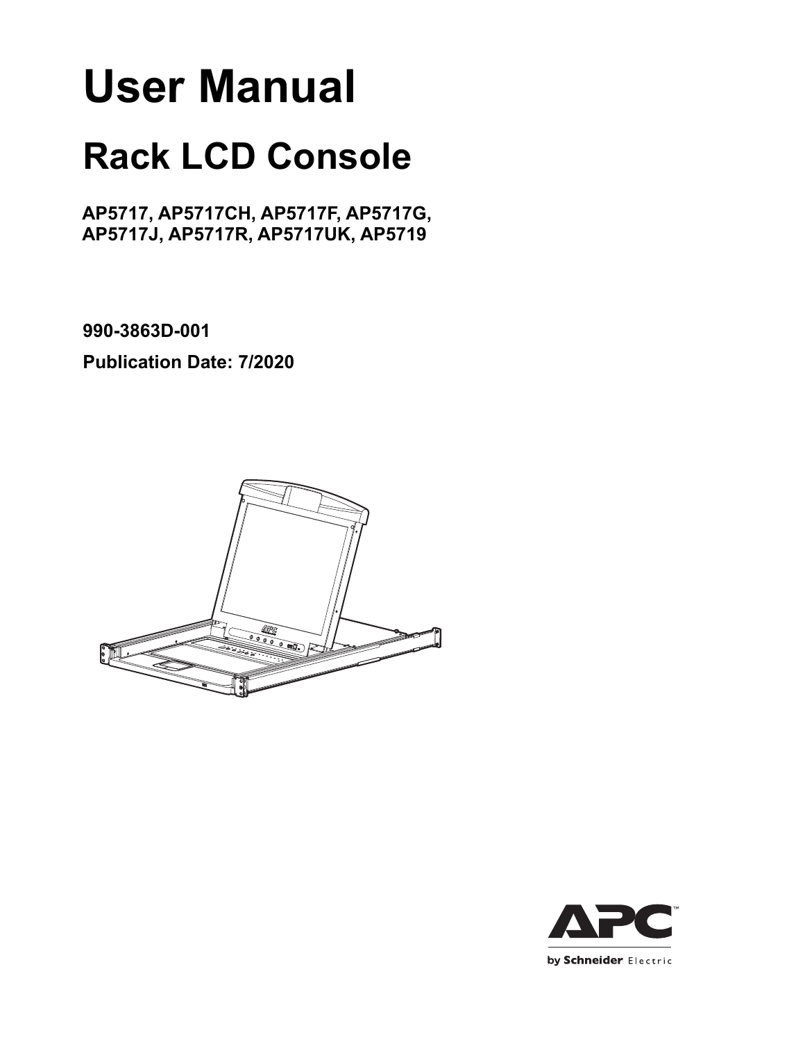# User Manual

## Rack LCD Console

**AP5717, AP5717CH, AP5717F, AP5717G, AP5717J, AP5717R, AP5717UK, AP5719**

**990-3863D-001**

**Publication Date: 7/2020**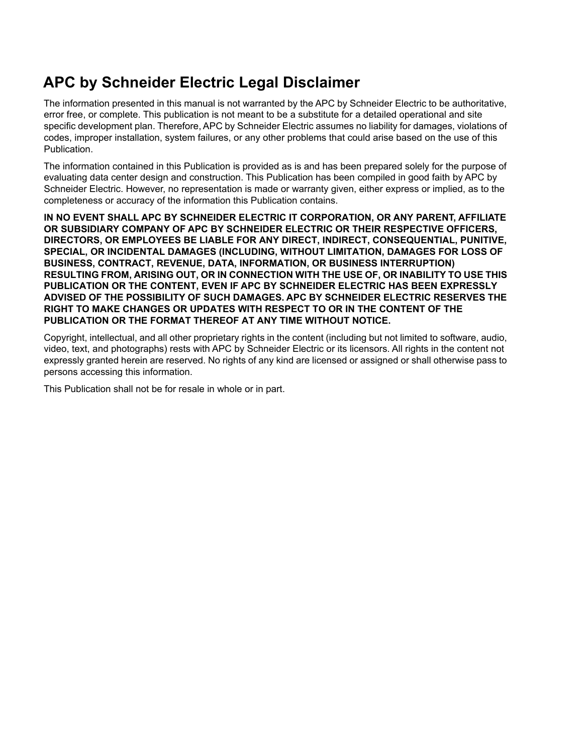# APC by Schneider Electric Legal Disclaimer

The information presented in this manual is not warranted by the APC by Schneider Electric to be authoritative, error free, or complete. This publication is not meant to be a substitute for a detailed operational and site specific development plan. Therefore, APC by Schneider Electric assumes no liability for damages, violations of codes, improper installation, system failures, or any other problems that could arise based on the use of this Publication.

The information contained in this Publication is provided as is and has been prepared solely for the purpose of evaluating data center design and construction. This Publication has been compiled in good faith by APC by Schneider Electric. However, no representation is made or warranty given, either express or implied, as to the completeness or accuracy of the information this Publication contains.

**IN NO EVENT SHALL APC BY SCHNEIDER ELECTRIC IT CORPORATION, OR ANY PARENT, AFFILIATE OR SUBSIDIARY COMPANY OF APC BY SCHNEIDER ELECTRIC OR THEIR RESPECTIVE OFFICERS, DIRECTORS, OR EMPLOYEES BE LIABLE FOR ANY DIRECT, INDIRECT, CONSEQUENTIAL, PUNITIVE, SPECIAL, OR INCIDENTAL DAMAGES (INCLUDING, WITHOUT LIMITATION, DAMAGES FOR LOSS OF BUSINESS, CONTRACT, REVENUE, DATA, INFORMATION, OR BUSINESS INTERRUPTION) RESULTING FROM, ARISING OUT, OR IN CONNECTION WITH THE USE OF, OR INABILITY TO USE THIS PUBLICATION OR THE CONTENT, EVEN IF APC BY SCHNEIDER ELECTRIC HAS BEEN EXPRESSLY ADVISED OF THE POSSIBILITY OF SUCH DAMAGES. APC BY SCHNEIDER ELECTRIC RESERVES THE RIGHT TO MAKE CHANGES OR UPDATES WITH RESPECT TO OR IN THE CONTENT OF THE PUBLICATION OR THE FORMAT THEREOF AT ANY TIME WITHOUT NOTICE.**

Copyright, intellectual, and all other proprietary rights in the content (including but not limited to software, audio, video, text, and photographs) rests with APC by Schneider Electric or its licensors. All rights in the content not expressly granted herein are reserved. No rights of any kind are licensed or assigned or shall otherwise pass to persons accessing this information.

This Publication shall not be for resale in whole or in part.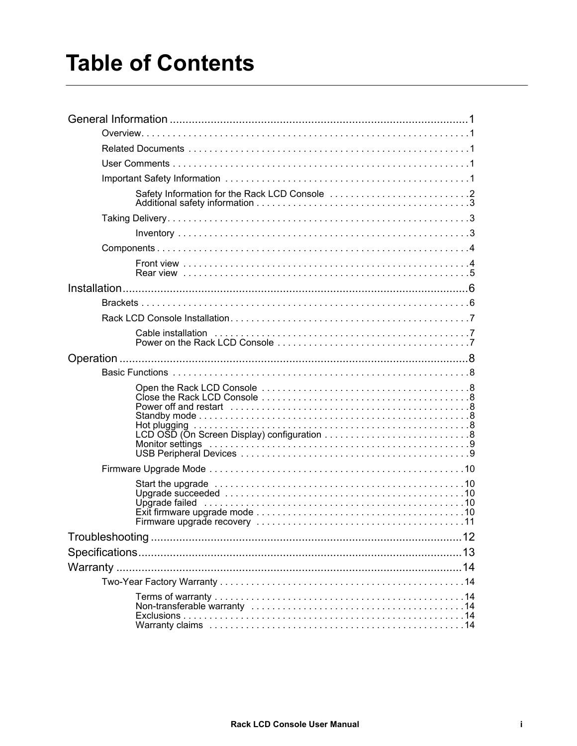# Table of Contents

General Information ............................................................1

- Overview. . . . . . . . . . . . . . . . . . . . . . . . . . . . . . . . . . . 1
- Related Documents . . . . . . . . . . . . . . . . . . . . . . . . . . . . 1
- User Comments . . . . . . . . . . . . . . . . . . . . . . . . . . . . . . 1
- Important Safety Information . . . . . . . . . . . . . . . . . . . . . . 1
  - Safety Information for the Rack LCD Console . . . . . . . . . . . 2
  - Additional safety information . . . . . . . . . . . . . . . . . . . 3
- Taking Delivery. . . . . . . . . . . . . . . . . . . . . . . . . . . . . . 3
  - Inventory . . . . . . . . . . . . . . . . . . . . . . . . . . . . . . 3
- Components . . . . . . . . . . . . . . . . . . . . . . . . . . . . . . . 4
  - Front view . . . . . . . . . . . . . . . . . . . . . . . . . . . . . 4
  - Rear view . . . . . . . . . . . . . . . . . . . . . . . . . . . . . . 5

Installation............................................................6

- Brackets . . . . . . . . . . . . . . . . . . . . . . . . . . . . . . . . . 6
- Rack LCD Console Installation. . . . . . . . . . . . . . . . . . . . . 7
  - Cable installation . . . . . . . . . . . . . . . . . . . . . . . . . 7
  - Power on the Rack LCD Console . . . . . . . . . . . . . . . . . . . 7

Operation ............................................................8

- Basic Functions . . . . . . . . . . . . . . . . . . . . . . . . . . . . . 8
  - Open the Rack LCD Console . . . . . . . . . . . . . . . . . . . . . 8
  - Close the Rack LCD Console . . . . . . . . . . . . . . . . . . . . 8
  - Power off and restart . . . . . . . . . . . . . . . . . . . . . . . 8
  - Standby mode . . . . . . . . . . . . . . . . . . . . . . . . . . . . 8
  - Hot plugging . . . . . . . . . . . . . . . . . . . . . . . . . . . . 8
  - LCD OSD (On Screen Display) configuration . . . . . . . . . . . . 8
  - Monitor settings . . . . . . . . . . . . . . . . . . . . . . . . . . 9
  - USB Peripheral Devices . . . . . . . . . . . . . . . . . . . . . . . 9
- Firmware Upgrade Mode . . . . . . . . . . . . . . . . . . . . . . . . 10
  - Start the upgrade . . . . . . . . . . . . . . . . . . . . . . . . . 10
  - Upgrade succeeded . . . . . . . . . . . . . . . . . . . . . . . . . 10
  - Upgrade failed . . . . . . . . . . . . . . . . . . . . . . . . . . . 10
  - Exit firmware upgrade mode . . . . . . . . . . . . . . . . . . . . 10
  - Firmware upgrade recovery . . . . . . . . . . . . . . . . . . . . . 11

Troubleshooting ............................................................12

Specifications............................................................13

Warranty ............................................................14

- Two-Year Factory Warranty . . . . . . . . . . . . . . . . . . . . . . 14
  - Terms of warranty . . . . . . . . . . . . . . . . . . . . . . . . . 14
  - Non-transferable warranty . . . . . . . . . . . . . . . . . . . . . 14
  - Exclusions . . . . . . . . . . . . . . . . . . . . . . . . . . . . . 14
  - Warranty claims . . . . . . . . . . . . . . . . . . . . . . . . . . 14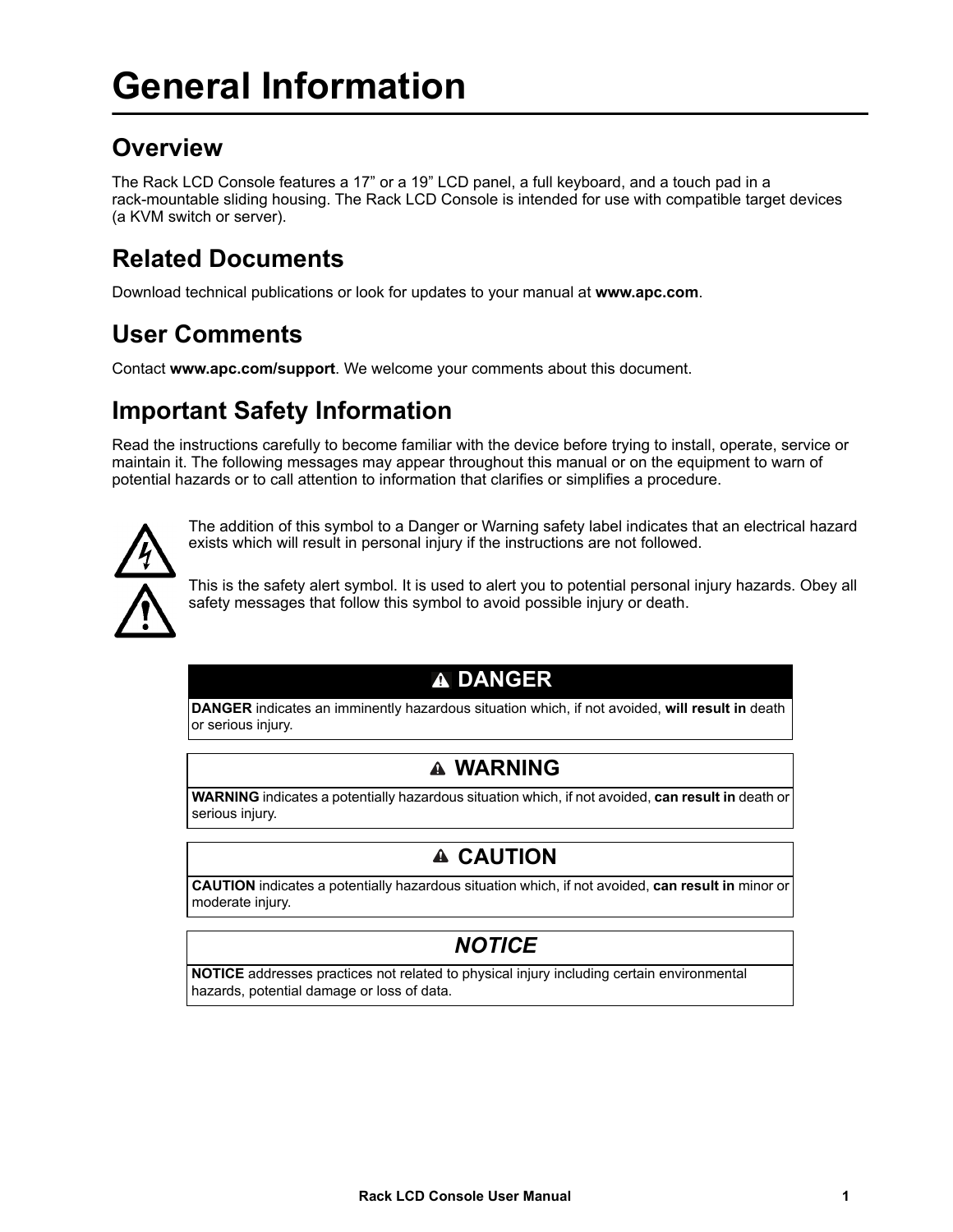# General Information

## Overview

The Rack LCD Console features a 17” or a 19” LCD panel, a full keyboard, and a touch pad in a rack-mountable sliding housing. The Rack LCD Console is intended for use with compatible target devices (a KVM switch or server).

## Related Documents

Download technical publications or look for updates to your manual at **www.apc.com**.

## User Comments

Contact **www.apc.com/support**. We welcome your comments about this document.

## Important Safety Information

Read the instructions carefully to become familiar with the device before trying to install, operate, service or maintain it. The following messages may appear throughout this manual or on the equipment to warn of potential hazards or to call attention to information that clarifies or simplifies a procedure.

The addition of this symbol to a Danger or Warning safety label indicates that an electrical hazard exists which will result in personal injury if the instructions are not followed.

This is the safety alert symbol. It is used to alert you to potential personal injury hazards. Obey all safety messages that follow this symbol to avoid possible injury or death.

| DANGER |
|---|
| **DANGER** indicates an imminently hazardous situation which, if not avoided, **will result in** death or serious injury. |

| WARNING |
|---|
| **WARNING** indicates a potentially hazardous situation which, if not avoided, **can result in** death or serious injury. |

| CAUTION |
|---|
| **CAUTION** indicates a potentially hazardous situation which, if not avoided, **can result in** minor or moderate injury. |

| *NOTICE* |
|---|
| **NOTICE** addresses practices not related to physical injury including certain environmental hazards, potential damage or loss of data. |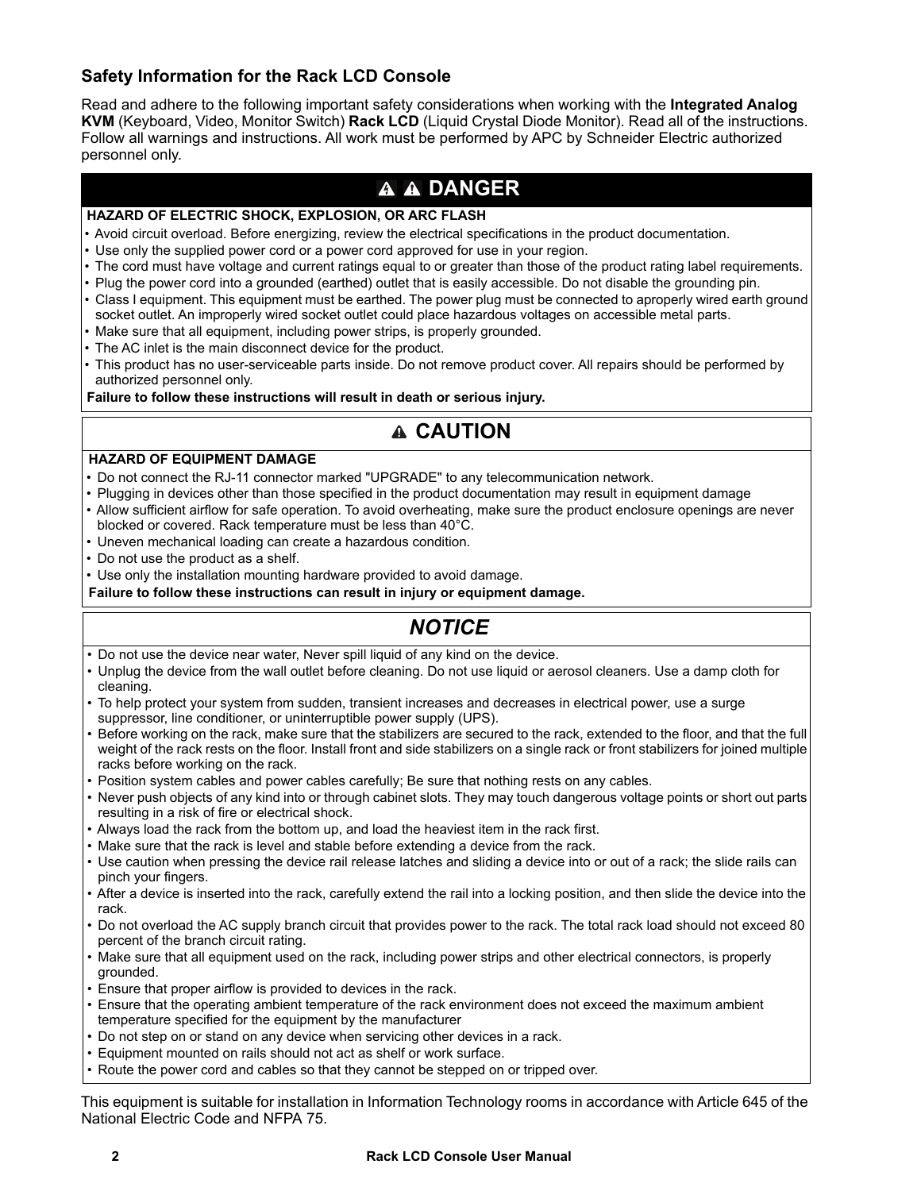## Safety Information for the Rack LCD Console

Read and adhere to the following important safety considerations when working with the **Integrated Analog KVM** (Keyboard, Video, Monitor Switch) **Rack LCD** (Liquid Crystal Diode Monitor). Read all of the instructions. Follow all warnings and instructions. All work must be performed by APC by Schneider Electric authorized personnel only.

### ⚠ ⚠ DANGER

**HAZARD OF ELECTRIC SHOCK, EXPLOSION, OR ARC FLASH**

- Avoid circuit overload. Before energizing, review the electrical specifications in the product documentation.
- Use only the supplied power cord or a power cord approved for use in your region.
- The cord must have voltage and current ratings equal to or greater than those of the product rating label requirements.
- Plug the power cord into a grounded (earthed) outlet that is easily accessible. Do not disable the grounding pin.
- Class I equipment. This equipment must be earthed. The power plug must be connected to aproperly wired earth ground socket outlet. An improperly wired socket outlet could place hazardous voltages on accessible metal parts.
- Make sure that all equipment, including power strips, is properly grounded.
- The AC inlet is the main disconnect device for the product.
- This product has no user-serviceable parts inside. Do not remove product cover. All repairs should be performed by authorized personnel only.

**Failure to follow these instructions will result in death or serious injury.**

### ⚠ CAUTION

**HAZARD OF EQUIPMENT DAMAGE**

- Do not connect the RJ-11 connector marked "UPGRADE" to any telecommunication network.
- Plugging in devices other than those specified in the product documentation may result in equipment damage
- Allow sufficient airflow for safe operation. To avoid overheating, make sure the product enclosure openings are never blocked or covered. Rack temperature must be less than 40°C.
- Uneven mechanical loading can create a hazardous condition.
- Do not use the product as a shelf.
- Use only the installation mounting hardware provided to avoid damage.

**Failure to follow these instructions can result in injury or equipment damage.**

### *NOTICE*

- Do not use the device near water, Never spill liquid of any kind on the device.
- Unplug the device from the wall outlet before cleaning. Do not use liquid or aerosol cleaners. Use a damp cloth for cleaning.
- To help protect your system from sudden, transient increases and decreases in electrical power, use a surge suppressor, line conditioner, or uninterruptible power supply (UPS).
- Before working on the rack, make sure that the stabilizers are secured to the rack, extended to the floor, and that the full weight of the rack rests on the floor. Install front and side stabilizers on a single rack or front stabilizers for joined multiple racks before working on the rack.
- Position system cables and power cables carefully; Be sure that nothing rests on any cables.
- Never push objects of any kind into or through cabinet slots. They may touch dangerous voltage points or short out parts resulting in a risk of fire or electrical shock.
- Always load the rack from the bottom up, and load the heaviest item in the rack first.
- Make sure that the rack is level and stable before extending a device from the rack.
- Use caution when pressing the device rail release latches and sliding a device into or out of a rack; the slide rails can pinch your fingers.
- After a device is inserted into the rack, carefully extend the rail into a locking position, and then slide the device into the rack.
- Do not overload the AC supply branch circuit that provides power to the rack. The total rack load should not exceed 80 percent of the branch circuit rating.
- Make sure that all equipment used on the rack, including power strips and other electrical connectors, is properly grounded.
- Ensure that proper airflow is provided to devices in the rack.
- Ensure that the operating ambient temperature of the rack environment does not exceed the maximum ambient temperature specified for the equipment by the manufacturer
- Do not step on or stand on any device when servicing other devices in a rack.
- Equipment mounted on rails should not act as shelf or work surface.
- Route the power cord and cables so that they cannot be stepped on or tripped over.

This equipment is suitable for installation in Information Technology rooms in accordance with Article 645 of the National Electric Code and NFPA 75.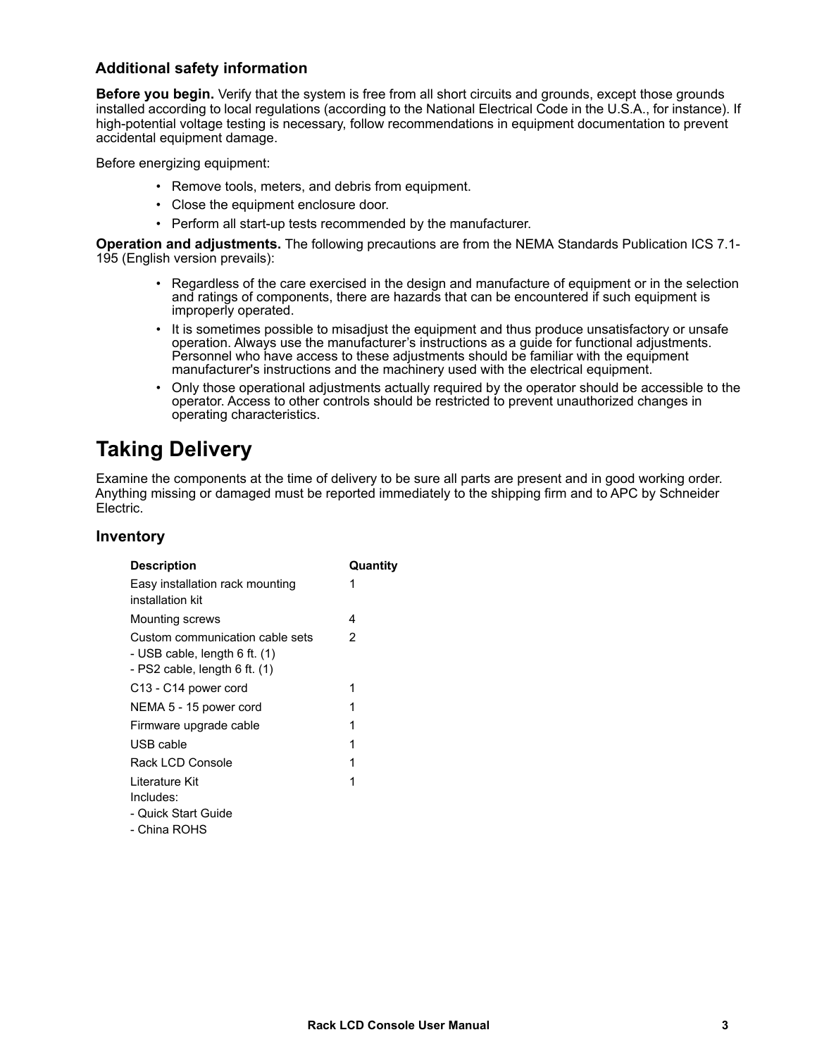### Additional safety information

**Before you begin.** Verify that the system is free from all short circuits and grounds, except those grounds installed according to local regulations (according to the National Electrical Code in the U.S.A., for instance). If high-potential voltage testing is necessary, follow recommendations in equipment documentation to prevent accidental equipment damage.

Before energizing equipment:

- Remove tools, meters, and debris from equipment.
- Close the equipment enclosure door.
- Perform all start-up tests recommended by the manufacturer.

**Operation and adjustments.** The following precautions are from the NEMA Standards Publication ICS 7.1-195 (English version prevails):

- Regardless of the care exercised in the design and manufacture of equipment or in the selection and ratings of components, there are hazards that can be encountered if such equipment is improperly operated.
- It is sometimes possible to misadjust the equipment and thus produce unsatisfactory or unsafe operation. Always use the manufacturer's instructions as a guide for functional adjustments. Personnel who have access to these adjustments should be familiar with the equipment manufacturer's instructions and the machinery used with the electrical equipment.
- Only those operational adjustments actually required by the operator should be accessible to the operator. Access to other controls should be restricted to prevent unauthorized changes in operating characteristics.

# Taking Delivery

Examine the components at the time of delivery to be sure all parts are present and in good working order. Anything missing or damaged must be reported immediately to the shipping firm and to APC by Schneider Electric.

### Inventory

| Description | Quantity |
|---|---|
| Easy installation rack mounting installation kit | 1 |
| Mounting screws | 4 |
| Custom communication cable sets<br>- USB cable, length 6 ft. (1)<br>- PS2 cable, length 6 ft. (1) | 2 |
| C13 - C14 power cord | 1 |
| NEMA 5 - 15 power cord | 1 |
| Firmware upgrade cable | 1 |
| USB cable | 1 |
| Rack LCD Console | 1 |
| Literature Kit<br>Includes:<br>- Quick Start Guide<br>- China ROHS | 1 |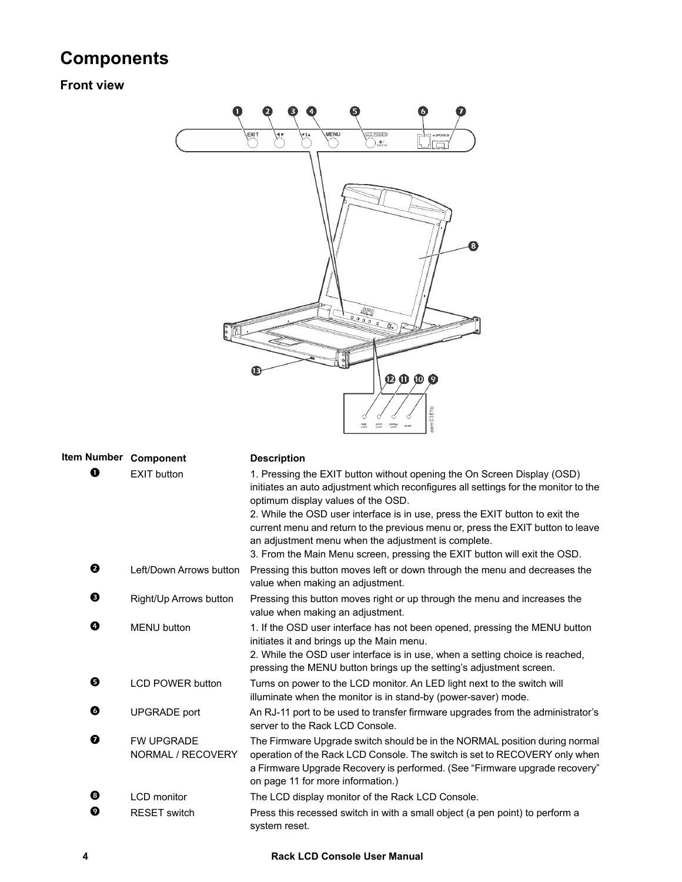# Components

## Front view

| Item Number | Component | Description |
|---|---|---|
| 1 | EXIT button | 1. Pressing the EXIT button without opening the On Screen Display (OSD) initiates an auto adjustment which reconfigures all settings for the monitor to the optimum display values of the OSD.<br>2. While the OSD user interface is in use, press the EXIT button to exit the current menu and return to the previous menu or, press the EXIT button to leave an adjustment menu when the adjustment is complete.<br>3. From the Main Menu screen, pressing the EXIT button will exit the OSD. |
| 2 | Left/Down Arrows button | Pressing this button moves left or down through the menu and decreases the value when making an adjustment. |
| 3 | Right/Up Arrows button | Pressing this button moves right or up through the menu and increases the value when making an adjustment. |
| 4 | MENU button | 1. If the OSD user interface has not been opened, pressing the MENU button initiates it and brings up the Main menu.<br>2. While the OSD user interface is in use, when a setting choice is reached, pressing the MENU button brings up the setting's adjustment screen. |
| 5 | LCD POWER button | Turns on power to the LCD monitor. An LED light next to the switch will illuminate when the monitor is in stand-by (power-saver) mode. |
| 6 | UPGRADE port | An RJ-11 port to be used to transfer firmware upgrades from the administrator's server to the Rack LCD Console. |
| 7 | FW UPGRADE NORMAL / RECOVERY | The Firmware Upgrade switch should be in the NORMAL position during normal operation of the Rack LCD Console. The switch is set to RECOVERY only when a Firmware Upgrade Recovery is performed. (See "Firmware upgrade recovery" on page 11 for more information.) |
| 8 | LCD monitor | The LCD display monitor of the Rack LCD Console. |
| 9 | RESET switch | Press this recessed switch in with a small object (a pen point) to perform a system reset. |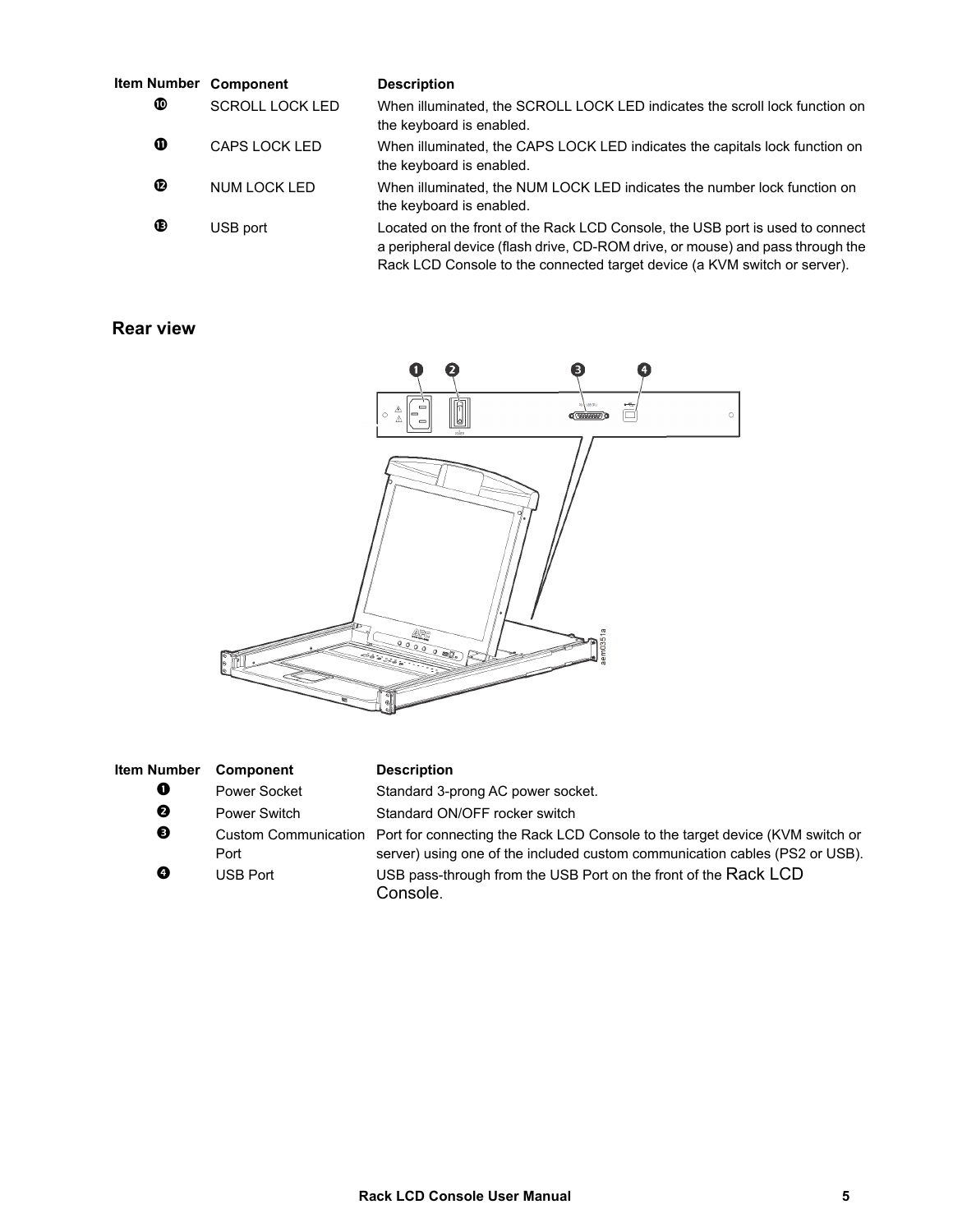| Item Number | Component | Description |
|---|---|---|
| ❿ | SCROLL LOCK LED | When illuminated, the SCROLL LOCK LED indicates the scroll lock function on the keyboard is enabled. |
| ⓫ | CAPS LOCK LED | When illuminated, the CAPS LOCK LED indicates the capitals lock function on the keyboard is enabled. |
| ⓬ | NUM LOCK LED | When illuminated, the NUM LOCK LED indicates the number lock function on the keyboard is enabled. |
| ⓭ | USB port | Located on the front of the Rack LCD Console, the USB port is used to connect a peripheral device (flash drive, CD-ROM drive, or mouse) and pass through the Rack LCD Console to the connected target device (a KVM switch or server). |

## Rear view

| Item Number | Component | Description |
|---|---|---|
| ❶ | Power Socket | Standard 3-prong AC power socket. |
| ❷ | Power Switch | Standard ON/OFF rocker switch |
| ❸ | Custom Communication Port | Port for connecting the Rack LCD Console to the target device (KVM switch or server) using one of the included custom communication cables (PS2 or USB). |
| ❹ | USB Port | USB pass-through from the USB Port on the front of the Rack LCD Console. |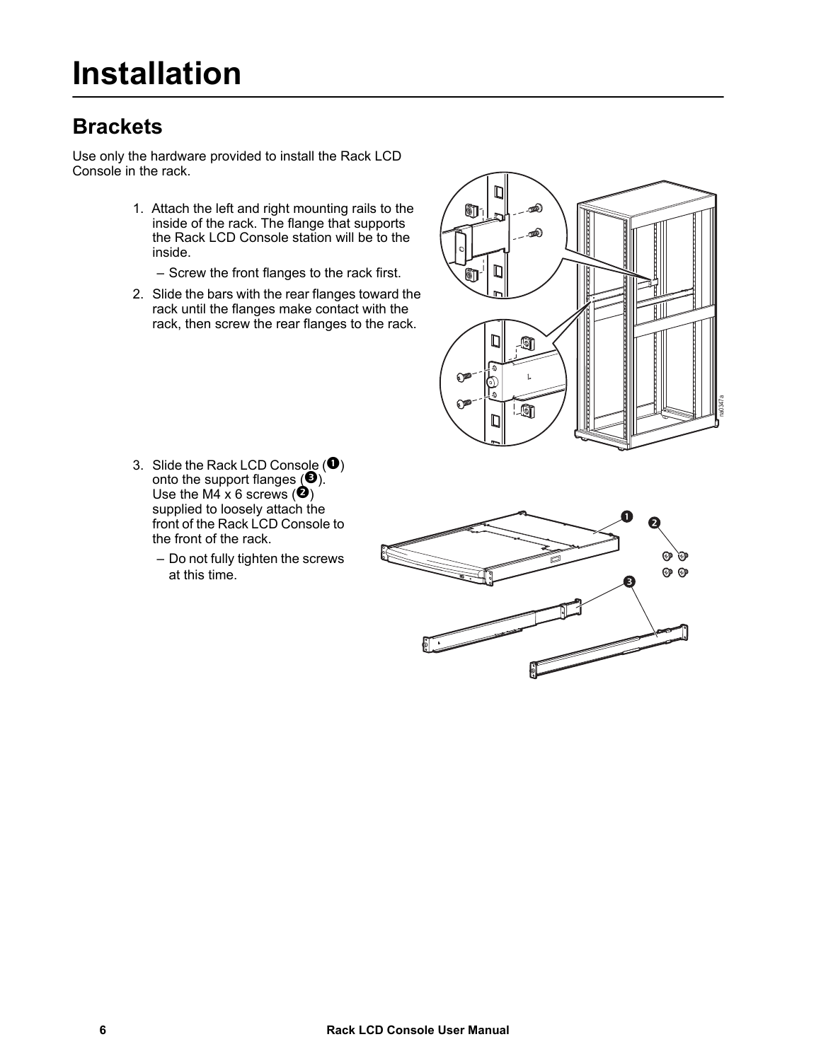# Installation

## Brackets

Use only the hardware provided to install the Rack LCD Console in the rack.

1. Attach the left and right mounting rails to the inside of the rack. The flange that supports the Rack LCD Console station will be to the inside.
   – Screw the front flanges to the rack first.
2. Slide the bars with the rear flanges toward the rack until the flanges make contact with the rack, then screw the rear flanges to the rack.
3. Slide the Rack LCD Console (❶) onto the support flanges (❸). Use the M4 x 6 screws (❷) supplied to loosely attach the front of the Rack LCD Console to the front of the rack.
   – Do not fully tighten the screws at this time.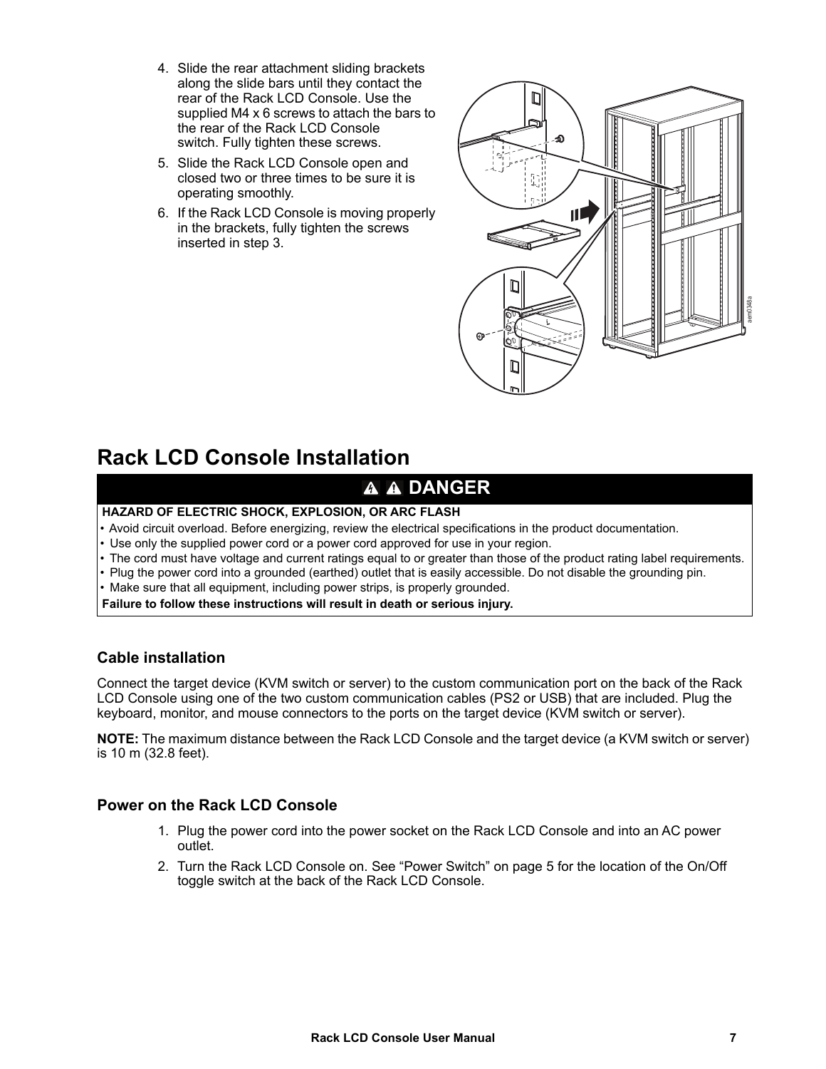4. Slide the rear attachment sliding brackets along the slide bars until they contact the rear of the Rack LCD Console. Use the supplied M4 x 6 screws to attach the bars to the rear of the Rack LCD Console switch. Fully tighten these screws.
5. Slide the Rack LCD Console open and closed two or three times to be sure it is operating smoothly.
6. If the Rack LCD Console is moving properly in the brackets, fully tighten the screws inserted in step 3.

# Rack LCD Console Installation

**DANGER**

**HAZARD OF ELECTRIC SHOCK, EXPLOSION, OR ARC FLASH**

- Avoid circuit overload. Before energizing, review the electrical specifications in the product documentation.
- Use only the supplied power cord or a power cord approved for use in your region.
- The cord must have voltage and current ratings equal to or greater than those of the product rating label requirements.
- Plug the power cord into a grounded (earthed) outlet that is easily accessible. Do not disable the grounding pin.
- Make sure that all equipment, including power strips, is properly grounded.

**Failure to follow these instructions will result in death or serious injury.**

## Cable installation

Connect the target device (KVM switch or server) to the custom communication port on the back of the Rack LCD Console using one of the two custom communication cables (PS2 or USB) that are included. Plug the keyboard, monitor, and mouse connectors to the ports on the target device (KVM switch or server).

**NOTE:** The maximum distance between the Rack LCD Console and the target device (a KVM switch or server) is 10 m (32.8 feet).

## Power on the Rack LCD Console

1. Plug the power cord into the power socket on the Rack LCD Console and into an AC power outlet.
2. Turn the Rack LCD Console on. See “Power Switch” on page 5 for the location of the On/Off toggle switch at the back of the Rack LCD Console.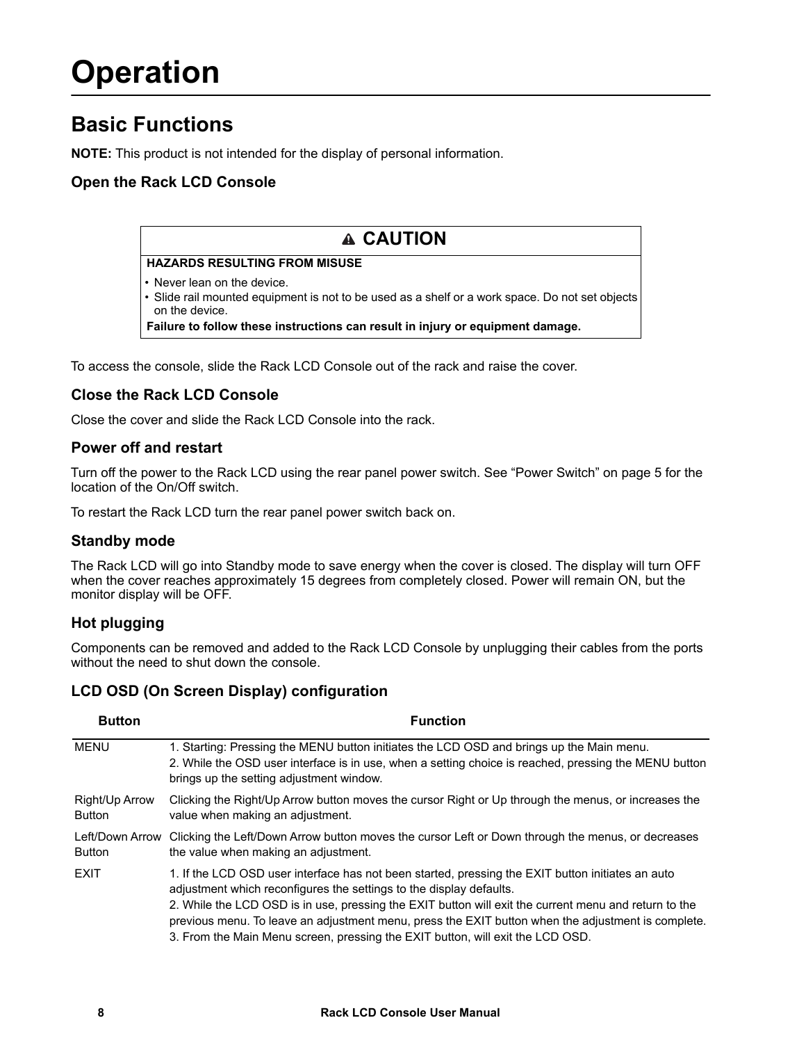# Operation

## Basic Functions

**NOTE:** This product is not intended for the display of personal information.

### Open the Rack LCD Console

> **⚠ CAUTION**
>
> **HAZARDS RESULTING FROM MISUSE**
>
> - Never lean on the device.
> - Slide rail mounted equipment is not to be used as a shelf or a work space. Do not set objects on the device.
>
> **Failure to follow these instructions can result in injury or equipment damage.**

To access the console, slide the Rack LCD Console out of the rack and raise the cover.

### Close the Rack LCD Console

Close the cover and slide the Rack LCD Console into the rack.

### Power off and restart

Turn off the power to the Rack LCD using the rear panel power switch. See "Power Switch" on page 5 for the location of the On/Off switch.

To restart the Rack LCD turn the rear panel power switch back on.

### Standby mode

The Rack LCD will go into Standby mode to save energy when the cover is closed. The display will turn OFF when the cover reaches approximately 15 degrees from completely closed. Power will remain ON, but the monitor display will be OFF.

### Hot plugging

Components can be removed and added to the Rack LCD Console by unplugging their cables from the ports without the need to shut down the console.

### LCD OSD (On Screen Display) configuration

| Button | Function |
|---|---|
| MENU | 1. Starting: Pressing the MENU button initiates the LCD OSD and brings up the Main menu.<br>2. While the OSD user interface is in use, when a setting choice is reached, pressing the MENU button brings up the setting adjustment window. |
| Right/Up Arrow Button | Clicking the Right/Up Arrow button moves the cursor Right or Up through the menus, or increases the value when making an adjustment. |
| Left/Down Arrow Button | Clicking the Left/Down Arrow button moves the cursor Left or Down through the menus, or decreases the value when making an adjustment. |
| EXIT | 1. If the LCD OSD user interface has not been started, pressing the EXIT button initiates an auto adjustment which reconfigures the settings to the display defaults.<br>2. While the LCD OSD is in use, pressing the EXIT button will exit the current menu and return to the previous menu. To leave an adjustment menu, press the EXIT button when the adjustment is complete.<br>3. From the Main Menu screen, pressing the EXIT button, will exit the LCD OSD. |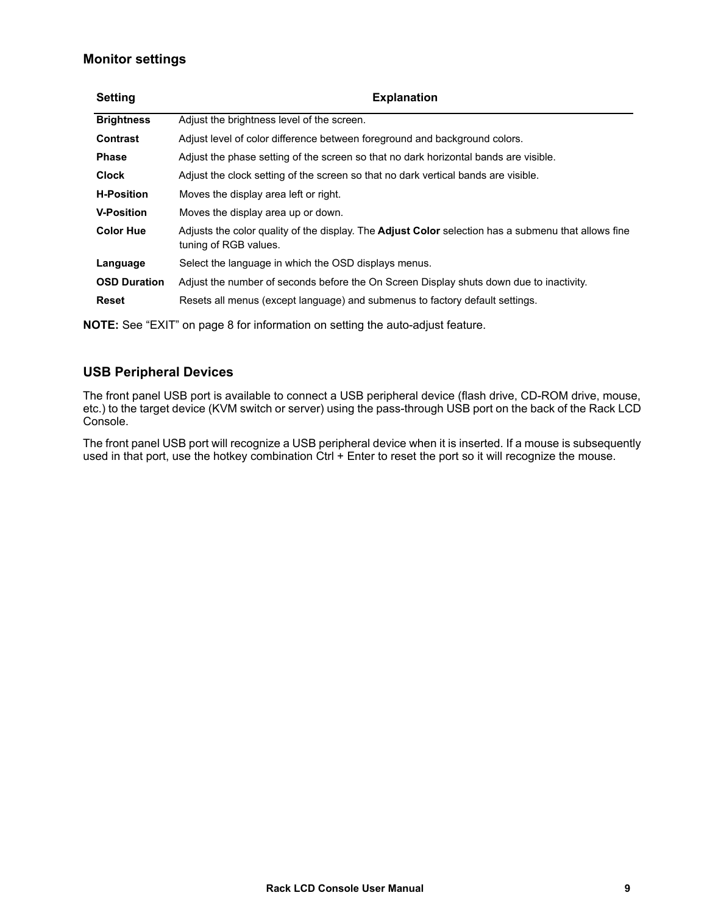## Monitor settings

| Setting | Explanation |
|---|---|
| **Brightness** | Adjust the brightness level of the screen. |
| **Contrast** | Adjust level of color difference between foreground and background colors. |
| **Phase** | Adjust the phase setting of the screen so that no dark horizontal bands are visible. |
| **Clock** | Adjust the clock setting of the screen so that no dark vertical bands are visible. |
| **H-Position** | Moves the display area left or right. |
| **V-Position** | Moves the display area up or down. |
| **Color Hue** | Adjusts the color quality of the display. The **Adjust Color** selection has a submenu that allows fine tuning of RGB values. |
| **Language** | Select the language in which the OSD displays menus. |
| **OSD Duration** | Adjust the number of seconds before the On Screen Display shuts down due to inactivity. |
| **Reset** | Resets all menus (except language) and submenus to factory default settings. |

**NOTE:** See "EXIT" on page 8 for information on setting the auto-adjust feature.

## USB Peripheral Devices

The front panel USB port is available to connect a USB peripheral device (flash drive, CD-ROM drive, mouse, etc.) to the target device (KVM switch or server) using the pass-through USB port on the back of the Rack LCD Console.

The front panel USB port will recognize a USB peripheral device when it is inserted. If a mouse is subsequently used in that port, use the hotkey combination Ctrl + Enter to reset the port so it will recognize the mouse.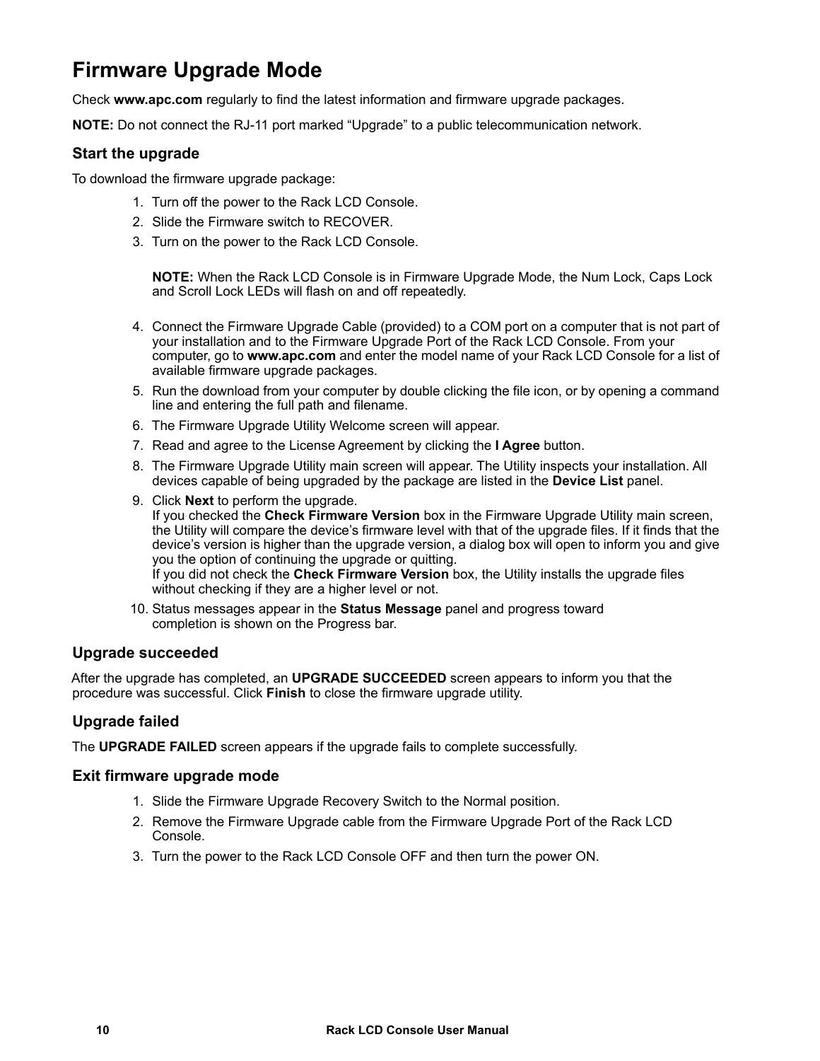# Firmware Upgrade Mode

Check **www.apc.com** regularly to find the latest information and firmware upgrade packages.

**NOTE:** Do not connect the RJ-11 port marked “Upgrade” to a public telecommunication network.

## Start the upgrade

To download the firmware upgrade package:

1. Turn off the power to the Rack LCD Console.
2. Slide the Firmware switch to RECOVER.
3. Turn on the power to the Rack LCD Console.

   **NOTE:** When the Rack LCD Console is in Firmware Upgrade Mode, the Num Lock, Caps Lock and Scroll Lock LEDs will flash on and off repeatedly.

4. Connect the Firmware Upgrade Cable (provided) to a COM port on a computer that is not part of your installation and to the Firmware Upgrade Port of the Rack LCD Console. From your computer, go to **www.apc.com** and enter the model name of your Rack LCD Console for a list of available firmware upgrade packages.
5. Run the download from your computer by double clicking the file icon, or by opening a command line and entering the full path and filename.
6. The Firmware Upgrade Utility Welcome screen will appear.
7. Read and agree to the License Agreement by clicking the **I Agree** button.
8. The Firmware Upgrade Utility main screen will appear. The Utility inspects your installation. All devices capable of being upgraded by the package are listed in the **Device List** panel.
9. Click **Next** to perform the upgrade.
   If you checked the **Check Firmware Version** box in the Firmware Upgrade Utility main screen, the Utility will compare the device’s firmware level with that of the upgrade files. If it finds that the device’s version is higher than the upgrade version, a dialog box will open to inform you and give you the option of continuing the upgrade or quitting.
   If you did not check the **Check Firmware Version** box, the Utility installs the upgrade files without checking if they are a higher level or not.
10. Status messages appear in the **Status Message** panel and progress toward completion is shown on the Progress bar.

## Upgrade succeeded

After the upgrade has completed, an **UPGRADE SUCCEEDED** screen appears to inform you that the procedure was successful. Click **Finish** to close the firmware upgrade utility.

## Upgrade failed

The **UPGRADE FAILED** screen appears if the upgrade fails to complete successfully.

## Exit firmware upgrade mode

1. Slide the Firmware Upgrade Recovery Switch to the Normal position.
2. Remove the Firmware Upgrade cable from the Firmware Upgrade Port of the Rack LCD Console.
3. Turn the power to the Rack LCD Console OFF and then turn the power ON.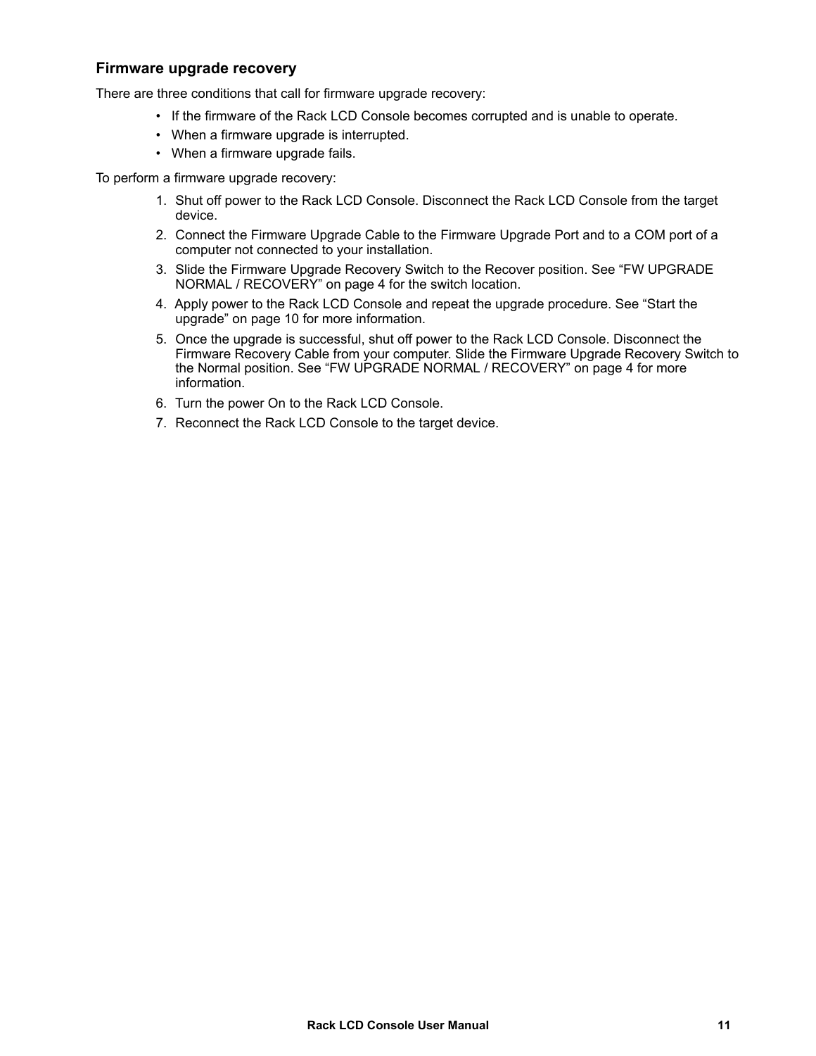### Firmware upgrade recovery

There are three conditions that call for firmware upgrade recovery:

- If the firmware of the Rack LCD Console becomes corrupted and is unable to operate.
- When a firmware upgrade is interrupted.
- When a firmware upgrade fails.

To perform a firmware upgrade recovery:

1. Shut off power to the Rack LCD Console. Disconnect the Rack LCD Console from the target device.
2. Connect the Firmware Upgrade Cable to the Firmware Upgrade Port and to a COM port of a computer not connected to your installation.
3. Slide the Firmware Upgrade Recovery Switch to the Recover position. See “FW UPGRADE NORMAL / RECOVERY” on page 4 for the switch location.
4. Apply power to the Rack LCD Console and repeat the upgrade procedure. See “Start the upgrade” on page 10 for more information.
5. Once the upgrade is successful, shut off power to the Rack LCD Console. Disconnect the Firmware Recovery Cable from your computer. Slide the Firmware Upgrade Recovery Switch to the Normal position. See “FW UPGRADE NORMAL / RECOVERY” on page 4 for more information.
6. Turn the power On to the Rack LCD Console.
7. Reconnect the Rack LCD Console to the target device.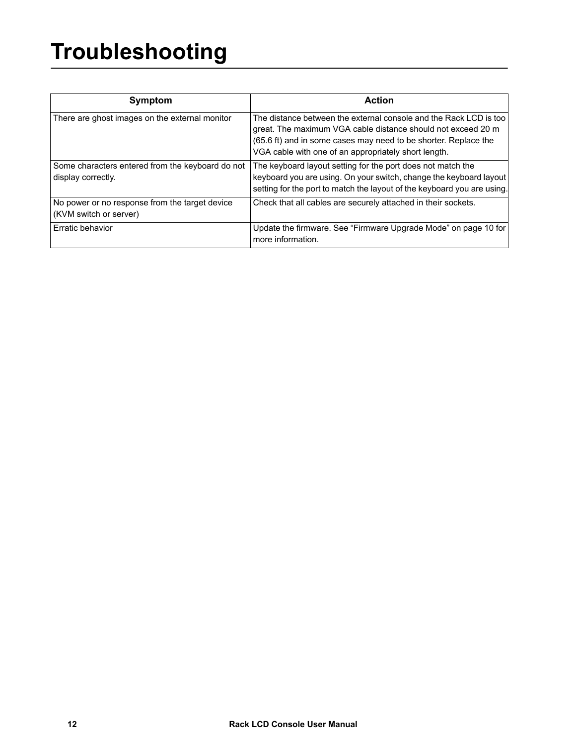# Troubleshooting

| Symptom | Action |
| --- | --- |
| There are ghost images on the external monitor | The distance between the external console and the Rack LCD is too great. The maximum VGA cable distance should not exceed 20 m (65.6 ft) and in some cases may need to be shorter. Replace the VGA cable with one of an appropriately short length. |
| Some characters entered from the keyboard do not display correctly. | The keyboard layout setting for the port does not match the keyboard you are using. On your switch, change the keyboard layout setting for the port to match the layout of the keyboard you are using. |
| No power or no response from the target device (KVM switch or server) | Check that all cables are securely attached in their sockets. |
| Erratic behavior | Update the firmware. See “Firmware Upgrade Mode” on page 10 for more information. |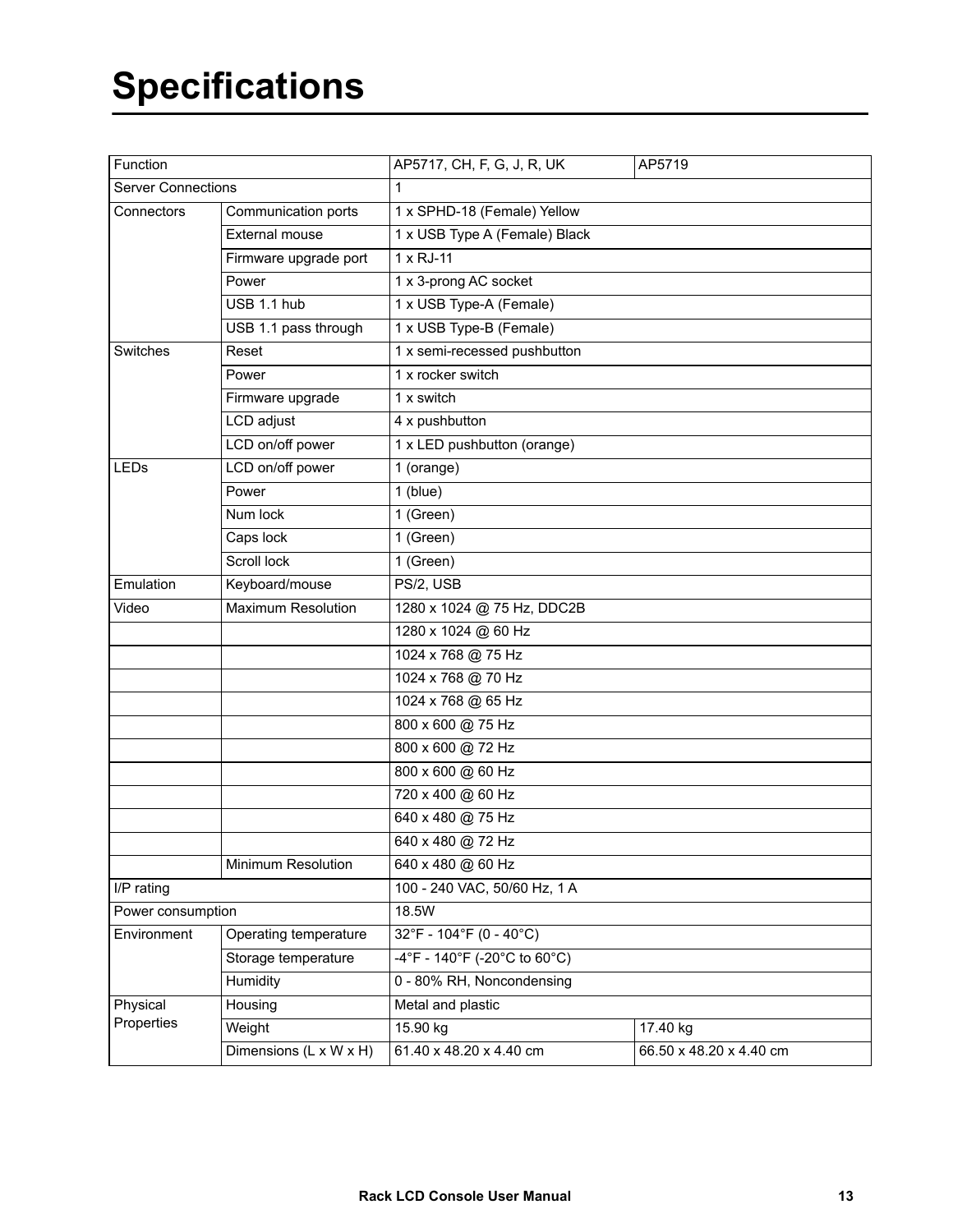# Specifications

| Function | | AP5717, CH, F, G, J, R, UK | AP5719 |
|---|---|---|---|
| Server Connections | | 1 | |
| Connectors | Communication ports | 1 x SPHD-18 (Female) Yellow | |
| | External mouse | 1 x USB Type A (Female) Black | |
| | Firmware upgrade port | 1 x RJ-11 | |
| | Power | 1 x 3-prong AC socket | |
| | USB 1.1 hub | 1 x USB Type-A (Female) | |
| | USB 1.1 pass through | 1 x USB Type-B (Female) | |
| Switches | Reset | 1 x semi-recessed pushbutton | |
| | Power | 1 x rocker switch | |
| | Firmware upgrade | 1 x switch | |
| | LCD adjust | 4 x pushbutton | |
| | LCD on/off power | 1 x LED pushbutton (orange) | |
| LEDs | LCD on/off power | 1 (orange) | |
| | Power | 1 (blue) | |
| | Num lock | 1 (Green) | |
| | Caps lock | 1 (Green) | |
| | Scroll lock | 1 (Green) | |
| Emulation | Keyboard/mouse | PS/2, USB | |
| Video | Maximum Resolution | 1280 x 1024 @ 75 Hz, DDC2B | |
| | | 1280 x 1024 @ 60 Hz | |
| | | 1024 x 768 @ 75 Hz | |
| | | 1024 x 768 @ 70 Hz | |
| | | 1024 x 768 @ 65 Hz | |
| | | 800 x 600 @ 75 Hz | |
| | | 800 x 600 @ 72 Hz | |
| | | 800 x 600 @ 60 Hz | |
| | | 720 x 400 @ 60 Hz | |
| | | 640 x 480 @ 75 Hz | |
| | | 640 x 480 @ 72 Hz | |
| | Minimum Resolution | 640 x 480 @ 60 Hz | |
| I/P rating | | 100 - 240 VAC, 50/60 Hz, 1 A | |
| Power consumption | | 18.5W | |
| Environment | Operating temperature | 32°F - 104°F (0 - 40°C) | |
| | Storage temperature | -4°F - 140°F (-20°C to 60°C) | |
| | Humidity | 0 - 80% RH, Noncondensing | |
| Physical Properties | Housing | Metal and plastic | |
| | Weight | 15.90 kg | 17.40 kg |
| | Dimensions (L x W x H) | 61.40 x 48.20 x 4.40 cm | 66.50 x 48.20 x 4.40 cm |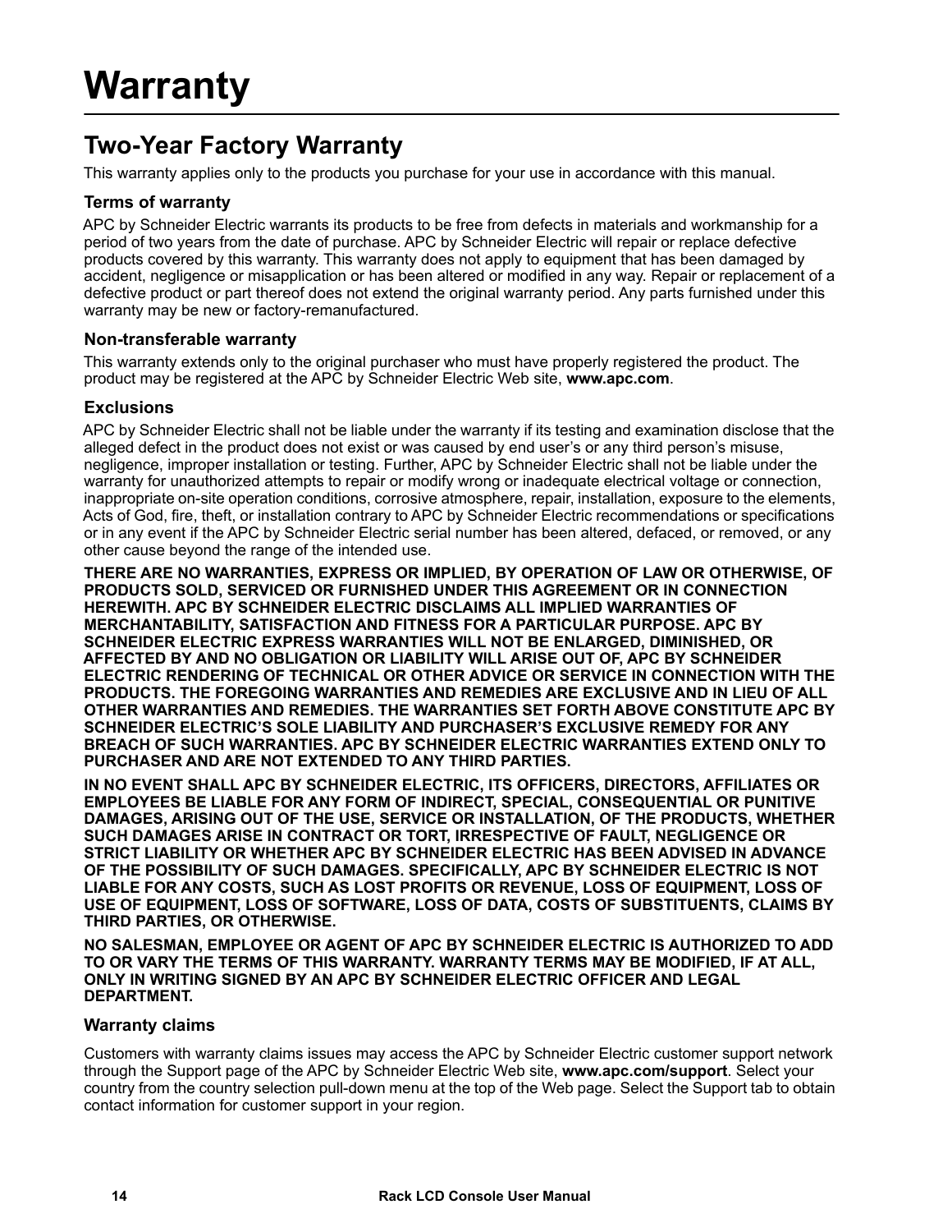# Warranty

## Two-Year Factory Warranty

This warranty applies only to the products you purchase for your use in accordance with this manual.

### Terms of warranty

APC by Schneider Electric warrants its products to be free from defects in materials and workmanship for a period of two years from the date of purchase. APC by Schneider Electric will repair or replace defective products covered by this warranty. This warranty does not apply to equipment that has been damaged by accident, negligence or misapplication or has been altered or modified in any way. Repair or replacement of a defective product or part thereof does not extend the original warranty period. Any parts furnished under this warranty may be new or factory-remanufactured.

### Non-transferable warranty

This warranty extends only to the original purchaser who must have properly registered the product. The product may be registered at the APC by Schneider Electric Web site, **www.apc.com**.

### Exclusions

APC by Schneider Electric shall not be liable under the warranty if its testing and examination disclose that the alleged defect in the product does not exist or was caused by end user's or any third person's misuse, negligence, improper installation or testing. Further, APC by Schneider Electric shall not be liable under the warranty for unauthorized attempts to repair or modify wrong or inadequate electrical voltage or connection, inappropriate on-site operation conditions, corrosive atmosphere, repair, installation, exposure to the elements, Acts of God, fire, theft, or installation contrary to APC by Schneider Electric recommendations or specifications or in any event if the APC by Schneider Electric serial number has been altered, defaced, or removed, or any other cause beyond the range of the intended use.

**THERE ARE NO WARRANTIES, EXPRESS OR IMPLIED, BY OPERATION OF LAW OR OTHERWISE, OF PRODUCTS SOLD, SERVICED OR FURNISHED UNDER THIS AGREEMENT OR IN CONNECTION HEREWITH. APC BY SCHNEIDER ELECTRIC DISCLAIMS ALL IMPLIED WARRANTIES OF MERCHANTABILITY, SATISFACTION AND FITNESS FOR A PARTICULAR PURPOSE. APC BY SCHNEIDER ELECTRIC EXPRESS WARRANTIES WILL NOT BE ENLARGED, DIMINISHED, OR AFFECTED BY AND NO OBLIGATION OR LIABILITY WILL ARISE OUT OF, APC BY SCHNEIDER ELECTRIC RENDERING OF TECHNICAL OR OTHER ADVICE OR SERVICE IN CONNECTION WITH THE PRODUCTS. THE FOREGOING WARRANTIES AND REMEDIES ARE EXCLUSIVE AND IN LIEU OF ALL OTHER WARRANTIES AND REMEDIES. THE WARRANTIES SET FORTH ABOVE CONSTITUTE APC BY SCHNEIDER ELECTRIC'S SOLE LIABILITY AND PURCHASER'S EXCLUSIVE REMEDY FOR ANY BREACH OF SUCH WARRANTIES. APC BY SCHNEIDER ELECTRIC WARRANTIES EXTEND ONLY TO PURCHASER AND ARE NOT EXTENDED TO ANY THIRD PARTIES.**

**IN NO EVENT SHALL APC BY SCHNEIDER ELECTRIC, ITS OFFICERS, DIRECTORS, AFFILIATES OR EMPLOYEES BE LIABLE FOR ANY FORM OF INDIRECT, SPECIAL, CONSEQUENTIAL OR PUNITIVE DAMAGES, ARISING OUT OF THE USE, SERVICE OR INSTALLATION, OF THE PRODUCTS, WHETHER SUCH DAMAGES ARISE IN CONTRACT OR TORT, IRRESPECTIVE OF FAULT, NEGLIGENCE OR STRICT LIABILITY OR WHETHER APC BY SCHNEIDER ELECTRIC HAS BEEN ADVISED IN ADVANCE OF THE POSSIBILITY OF SUCH DAMAGES. SPECIFICALLY, APC BY SCHNEIDER ELECTRIC IS NOT LIABLE FOR ANY COSTS, SUCH AS LOST PROFITS OR REVENUE, LOSS OF EQUIPMENT, LOSS OF USE OF EQUIPMENT, LOSS OF SOFTWARE, LOSS OF DATA, COSTS OF SUBSTITUENTS, CLAIMS BY THIRD PARTIES, OR OTHERWISE.**

**NO SALESMAN, EMPLOYEE OR AGENT OF APC BY SCHNEIDER ELECTRIC IS AUTHORIZED TO ADD TO OR VARY THE TERMS OF THIS WARRANTY. WARRANTY TERMS MAY BE MODIFIED, IF AT ALL, ONLY IN WRITING SIGNED BY AN APC BY SCHNEIDER ELECTRIC OFFICER AND LEGAL DEPARTMENT.**

### Warranty claims

Customers with warranty claims issues may access the APC by Schneider Electric customer support network through the Support page of the APC by Schneider Electric Web site, **www.apc.com/support**. Select your country from the country selection pull-down menu at the top of the Web page. Select the Support tab to obtain contact information for customer support in your region.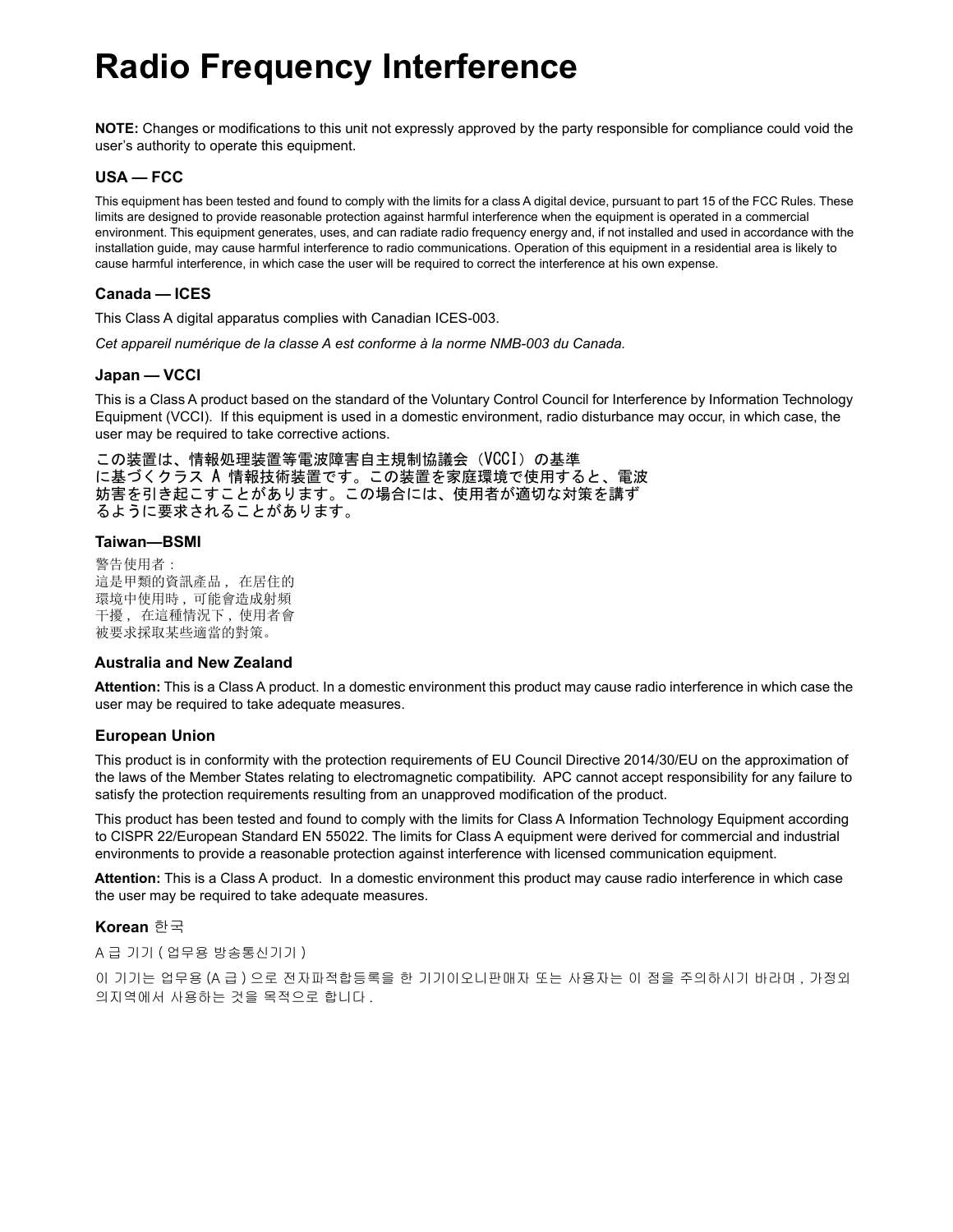# Radio Frequency Interference

**NOTE:** Changes or modifications to this unit not expressly approved by the party responsible for compliance could void the user's authority to operate this equipment.

### USA — FCC

This equipment has been tested and found to comply with the limits for a class A digital device, pursuant to part 15 of the FCC Rules. These limits are designed to provide reasonable protection against harmful interference when the equipment is operated in a commercial environment. This equipment generates, uses, and can radiate radio frequency energy and, if not installed and used in accordance with the installation guide, may cause harmful interference to radio communications. Operation of this equipment in a residential area is likely to cause harmful interference, in which case the user will be required to correct the interference at his own expense.

### Canada — ICES

This Class A digital apparatus complies with Canadian ICES-003.

*Cet appareil numérique de la classe A est conforme à la norme NMB-003 du Canada.*

### Japan — VCCI

This is a Class A product based on the standard of the Voluntary Control Council for Interference by Information Technology Equipment (VCCI). If this equipment is used in a domestic environment, radio disturbance may occur, in which case, the user may be required to take corrective actions.

この装置は、情報処理装置等電波障害自主規制協議会（VCCI）の基準
に基づくクラス A 情報技術装置です。この装置を家庭環境で使用すると、電波
妨害を引き起こすことがあります。この場合には、使用者が適切な対策を講ず
るように要求されることがあります。

### Taiwan—BSMI

警告使用者：
這是甲類的資訊產品， 在居住的
環境中使用時，可能會造成射頻
干擾， 在這種情況下，使用者會
被要求採取某些適當的對策。

### Australia and New Zealand

**Attention:** This is a Class A product. In a domestic environment this product may cause radio interference in which case the user may be required to take adequate measures.

### European Union

This product is in conformity with the protection requirements of EU Council Directive 2014/30/EU on the approximation of the laws of the Member States relating to electromagnetic compatibility. APC cannot accept responsibility for any failure to satisfy the protection requirements resulting from an unapproved modification of the product.

This product has been tested and found to comply with the limits for Class A Information Technology Equipment according to CISPR 22/European Standard EN 55022. The limits for Class A equipment were derived for commercial and industrial environments to provide a reasonable protection against interference with licensed communication equipment.

**Attention:** This is a Class A product. In a domestic environment this product may cause radio interference in which case the user may be required to take adequate measures.

### Korean 한국

A 급 기기 ( 업무용 방송통신기기 )

이 기기는 업무용 (A 급 ) 으로 전자파적합등록을 한 기기이오니판매자 또는 사용자는 이 점을 주의하시기 바라며 , 가정외의지역에서 사용하는 것을 목적으로 합니다 .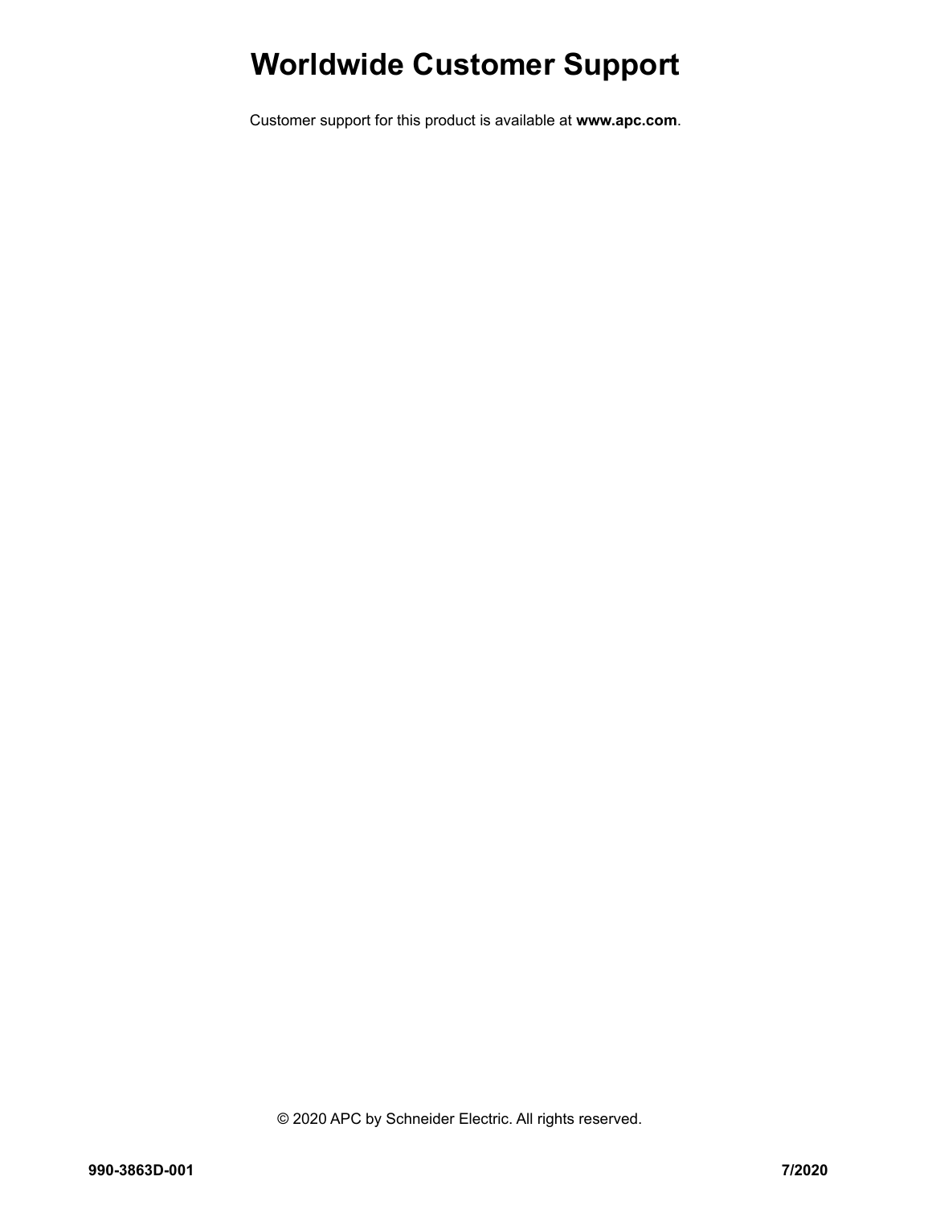# Worldwide Customer Support

Customer support for this product is available at **www.apc.com**.

© 2020 APC by Schneider Electric. All rights reserved.

**990-3863D-001** **7/2020**